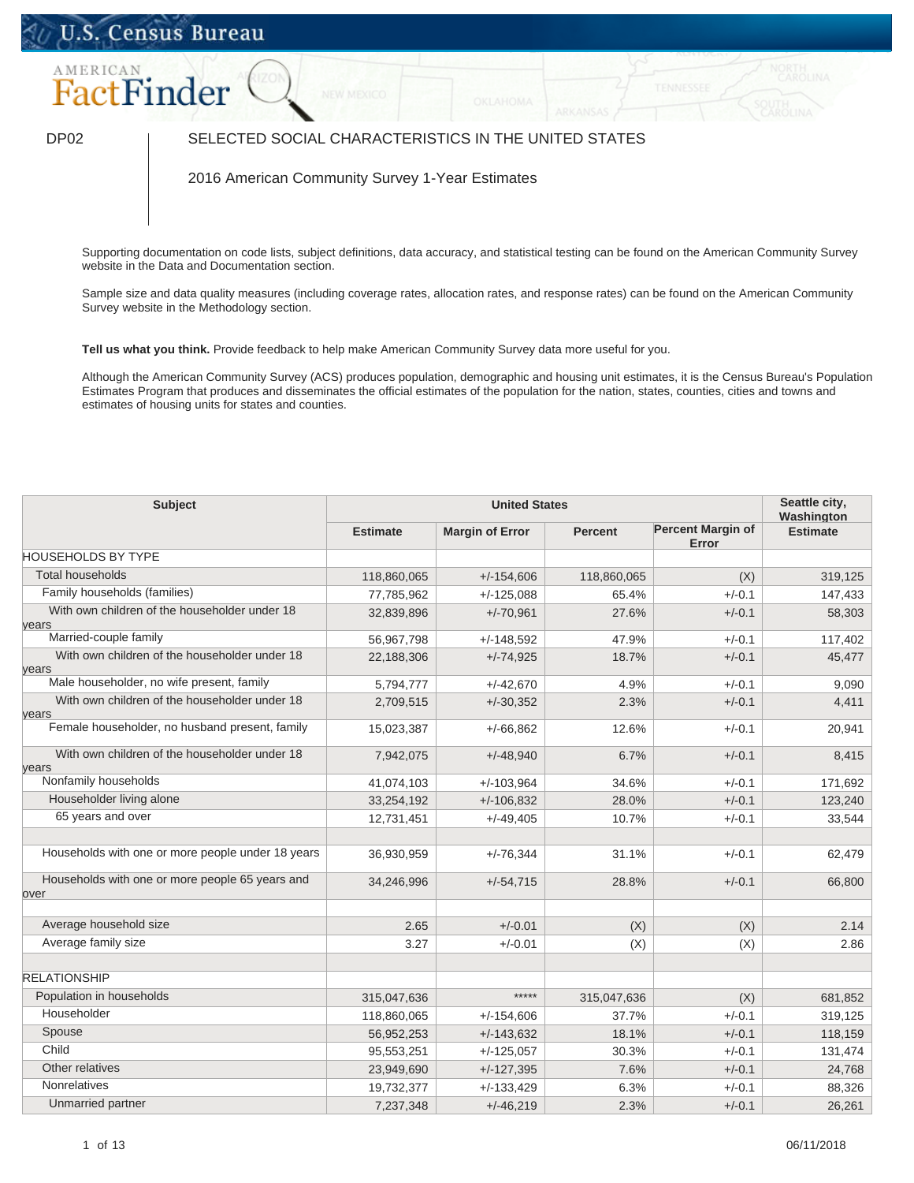U.S. Census Bureau

AMERICAN FactFinder

DP02

# SELECTED SOCIAL CHARACTERISTICS IN THE UNITED STATES

## 2016 American Community Survey 1-Year Estimates

Supporting documentation on code lists, subject definitions, data accuracy, and statistical testing can be found on the American Community Survey website in the Data and Documentation section.

Sample size and data quality measures (including coverage rates, allocation rates, and response rates) can be found on the American Community Survey website in the Methodology section.

**Tell us what you think.** Provide feedback to help make American Community Survey data more useful for you.

Although the American Community Survey (ACS) produces population, demographic and housing unit estimates, it is the Census Bureau's Population Estimates Program that produces and disseminates the official estimates of the population for the nation, states, counties, cities and towns and estimates of housing units for states and counties.

| Subject | United States | | | | Seattle city, Washington |
|---|---|---|---|---|---|
| | Estimate | Margin of Error | Percent | Percent Margin of Error | Estimate |
| HOUSEHOLDS BY TYPE | | | | | |
| Total households | 118,860,065 | +/-154,606 | 118,860,065 | (X) | 319,125 |
| Family households (families) | 77,785,962 | +/-125,088 | 65.4% | +/-0.1 | 147,433 |
| With own children of the householder under 18 years | 32,839,896 | +/-70,961 | 27.6% | +/-0.1 | 58,303 |
| Married-couple family | 56,967,798 | +/-148,592 | 47.9% | +/-0.1 | 117,402 |
| With own children of the householder under 18 years | 22,188,306 | +/-74,925 | 18.7% | +/-0.1 | 45,477 |
| Male householder, no wife present, family | 5,794,777 | +/-42,670 | 4.9% | +/-0.1 | 9,090 |
| With own children of the householder under 18 years | 2,709,515 | +/-30,352 | 2.3% | +/-0.1 | 4,411 |
| Female householder, no husband present, family | 15,023,387 | +/-66,862 | 12.6% | +/-0.1 | 20,941 |
| With own children of the householder under 18 years | 7,942,075 | +/-48,940 | 6.7% | +/-0.1 | 8,415 |
| Nonfamily households | 41,074,103 | +/-103,964 | 34.6% | +/-0.1 | 171,692 |
| Householder living alone | 33,254,192 | +/-106,832 | 28.0% | +/-0.1 | 123,240 |
| 65 years and over | 12,731,451 | +/-49,405 | 10.7% | +/-0.1 | 33,544 |
| | | | | | |
| Households with one or more people under 18 years | 36,930,959 | +/-76,344 | 31.1% | +/-0.1 | 62,479 |
| Households with one or more people 65 years and over | 34,246,996 | +/-54,715 | 28.8% | +/-0.1 | 66,800 |
| | | | | | |
| Average household size | 2.65 | +/-0.01 | (X) | (X) | 2.14 |
| Average family size | 3.27 | +/-0.01 | (X) | (X) | 2.86 |
| | | | | | |
| RELATIONSHIP | | | | | |
| Population in households | 315,047,636 | ***** | 315,047,636 | (X) | 681,852 |
| Householder | 118,860,065 | +/-154,606 | 37.7% | +/-0.1 | 319,125 |
| Spouse | 56,952,253 | +/-143,632 | 18.1% | +/-0.1 | 118,159 |
| Child | 95,553,251 | +/-125,057 | 30.3% | +/-0.1 | 131,474 |
| Other relatives | 23,949,690 | +/-127,395 | 7.6% | +/-0.1 | 24,768 |
| Nonrelatives | 19,732,377 | +/-133,429 | 6.3% | +/-0.1 | 88,326 |
| Unmarried partner | 7,237,348 | +/-46,219 | 2.3% | +/-0.1 | 26,261 |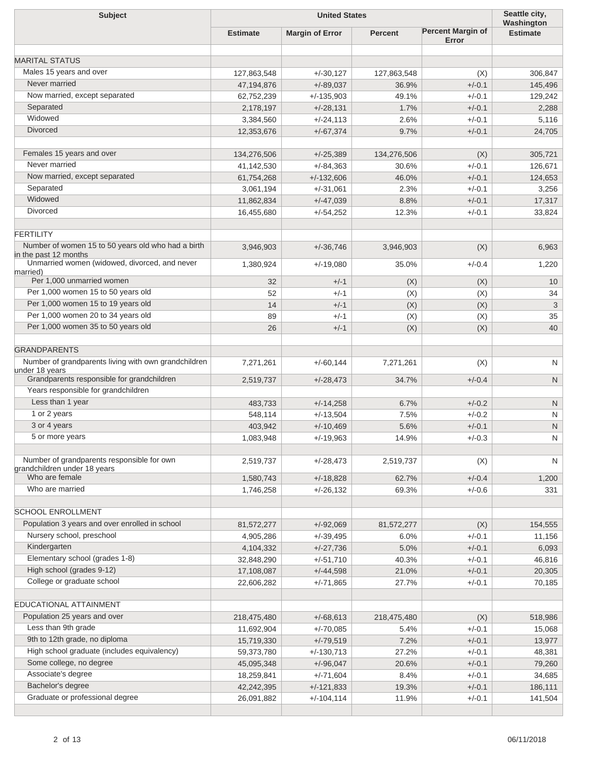| Subject | United States | | | | Seattle city, Washington |
|---|---|---|---|---|---|
| | Estimate | Margin of Error | Percent | Percent Margin of Error | Estimate |
| | | | | | |
| MARITAL STATUS | | | | | |
| Males 15 years and over | 127,863,548 | +/-30,127 | 127,863,548 | (X) | 306,847 |
| Never married | 47,194,876 | +/-89,037 | 36.9% | +/-0.1 | 145,496 |
| Now married, except separated | 62,752,239 | +/-135,903 | 49.1% | +/-0.1 | 129,242 |
| Separated | 2,178,197 | +/-28,131 | 1.7% | +/-0.1 | 2,288 |
| Widowed | 3,384,560 | +/-24,113 | 2.6% | +/-0.1 | 5,116 |
| Divorced | 12,353,676 | +/-67,374 | 9.7% | +/-0.1 | 24,705 |
| | | | | | |
| Females 15 years and over | 134,276,506 | +/-25,389 | 134,276,506 | (X) | 305,721 |
| Never married | 41,142,530 | +/-84,363 | 30.6% | +/-0.1 | 126,671 |
| Now married, except separated | 61,754,268 | +/-132,606 | 46.0% | +/-0.1 | 124,653 |
| Separated | 3,061,194 | +/-31,061 | 2.3% | +/-0.1 | 3,256 |
| Widowed | 11,862,834 | +/-47,039 | 8.8% | +/-0.1 | 17,317 |
| Divorced | 16,455,680 | +/-54,252 | 12.3% | +/-0.1 | 33,824 |
| | | | | | |
| FERTILITY | | | | | |
| Number of women 15 to 50 years old who had a birth in the past 12 months | 3,946,903 | +/-36,746 | 3,946,903 | (X) | 6,963 |
| Unmarried women (widowed, divorced, and never married) | 1,380,924 | +/-19,080 | 35.0% | +/-0.4 | 1,220 |
| Per 1,000 unmarried women | 32 | +/-1 | (X) | (X) | 10 |
| Per 1,000 women 15 to 50 years old | 52 | +/-1 | (X) | (X) | 34 |
| Per 1,000 women 15 to 19 years old | 14 | +/-1 | (X) | (X) | 3 |
| Per 1,000 women 20 to 34 years old | 89 | +/-1 | (X) | (X) | 35 |
| Per 1,000 women 35 to 50 years old | 26 | +/-1 | (X) | (X) | 40 |
| | | | | | |
| GRANDPARENTS | | | | | |
| Number of grandparents living with own grandchildren under 18 years | 7,271,261 | +/-60,144 | 7,271,261 | (X) | N |
| Grandparents responsible for grandchildren | 2,519,737 | +/-28,473 | 34.7% | +/-0.4 | N |
| Years responsible for grandchildren | | | | | |
| Less than 1 year | 483,733 | +/-14,258 | 6.7% | +/-0.2 | N |
| 1 or 2 years | 548,114 | +/-13,504 | 7.5% | +/-0.2 | N |
| 3 or 4 years | 403,942 | +/-10,469 | 5.6% | +/-0.1 | N |
| 5 or more years | 1,083,948 | +/-19,963 | 14.9% | +/-0.3 | N |
| | | | | | |
| Number of grandparents responsible for own grandchildren under 18 years | 2,519,737 | +/-28,473 | 2,519,737 | (X) | N |
| Who are female | 1,580,743 | +/-18,828 | 62.7% | +/-0.4 | 1,200 |
| Who are married | 1,746,258 | +/-26,132 | 69.3% | +/-0.6 | 331 |
| | | | | | |
| SCHOOL ENROLLMENT | | | | | |
| Population 3 years and over enrolled in school | 81,572,277 | +/-92,069 | 81,572,277 | (X) | 154,555 |
| Nursery school, preschool | 4,905,286 | +/-39,495 | 6.0% | +/-0.1 | 11,156 |
| Kindergarten | 4,104,332 | +/-27,736 | 5.0% | +/-0.1 | 6,093 |
| Elementary school (grades 1-8) | 32,848,290 | +/-51,710 | 40.3% | +/-0.1 | 46,816 |
| High school (grades 9-12) | 17,108,087 | +/-44,598 | 21.0% | +/-0.1 | 20,305 |
| College or graduate school | 22,606,282 | +/-71,865 | 27.7% | +/-0.1 | 70,185 |
| | | | | | |
| EDUCATIONAL ATTAINMENT | | | | | |
| Population 25 years and over | 218,475,480 | +/-68,613 | 218,475,480 | (X) | 518,986 |
| Less than 9th grade | 11,692,904 | +/-70,085 | 5.4% | +/-0.1 | 15,068 |
| 9th to 12th grade, no diploma | 15,719,330 | +/-79,519 | 7.2% | +/-0.1 | 13,977 |
| High school graduate (includes equivalency) | 59,373,780 | +/-130,713 | 27.2% | +/-0.1 | 48,381 |
| Some college, no degree | 45,095,348 | +/-96,047 | 20.6% | +/-0.1 | 79,260 |
| Associate's degree | 18,259,841 | +/-71,604 | 8.4% | +/-0.1 | 34,685 |
| Bachelor's degree | 42,242,395 | +/-121,833 | 19.3% | +/-0.1 | 186,111 |
| Graduate or professional degree | 26,091,882 | +/-104,114 | 11.9% | +/-0.1 | 141,504 |
| | | | | | |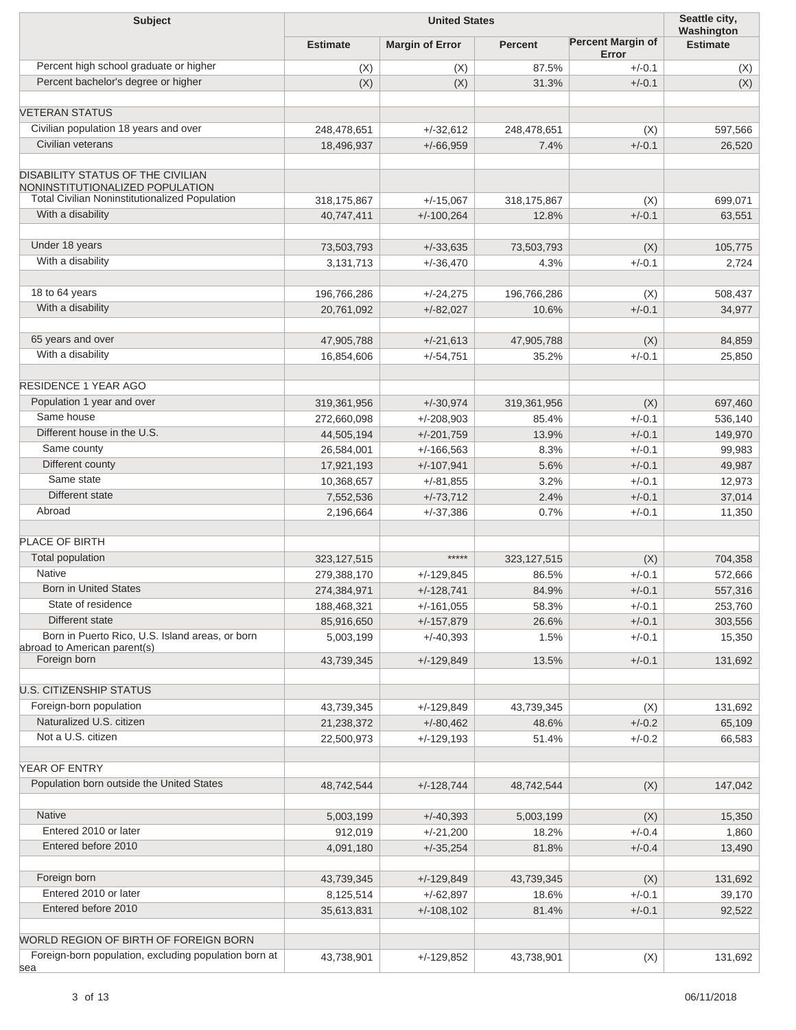| Subject | United States | | | | Seattle city, Washington |
|---|---|---|---|---|---|
| | Estimate | Margin of Error | Percent | Percent Margin of Error | Estimate |
| Percent high school graduate or higher | (X) | (X) | 87.5% | +/-0.1 | (X) |
| Percent bachelor's degree or higher | (X) | (X) | 31.3% | +/-0.1 | (X) |
| | | | | | |
| VETERAN STATUS | | | | | |
| Civilian population 18 years and over | 248,478,651 | +/-32,612 | 248,478,651 | (X) | 597,566 |
| Civilian veterans | 18,496,937 | +/-66,959 | 7.4% | +/-0.1 | 26,520 |
| | | | | | |
| DISABILITY STATUS OF THE CIVILIAN NONINSTITUTIONALIZED POPULATION | | | | | |
| Total Civilian Noninstitutionalized Population | 318,175,867 | +/-15,067 | 318,175,867 | (X) | 699,071 |
| With a disability | 40,747,411 | +/-100,264 | 12.8% | +/-0.1 | 63,551 |
| | | | | | |
| Under 18 years | 73,503,793 | +/-33,635 | 73,503,793 | (X) | 105,775 |
| With a disability | 3,131,713 | +/-36,470 | 4.3% | +/-0.1 | 2,724 |
| | | | | | |
| 18 to 64 years | 196,766,286 | +/-24,275 | 196,766,286 | (X) | 508,437 |
| With a disability | 20,761,092 | +/-82,027 | 10.6% | +/-0.1 | 34,977 |
| | | | | | |
| 65 years and over | 47,905,788 | +/-21,613 | 47,905,788 | (X) | 84,859 |
| With a disability | 16,854,606 | +/-54,751 | 35.2% | +/-0.1 | 25,850 |
| | | | | | |
| RESIDENCE 1 YEAR AGO | | | | | |
| Population 1 year and over | 319,361,956 | +/-30,974 | 319,361,956 | (X) | 697,460 |
| Same house | 272,660,098 | +/-208,903 | 85.4% | +/-0.1 | 536,140 |
| Different house in the U.S. | 44,505,194 | +/-201,759 | 13.9% | +/-0.1 | 149,970 |
| Same county | 26,584,001 | +/-166,563 | 8.3% | +/-0.1 | 99,983 |
| Different county | 17,921,193 | +/-107,941 | 5.6% | +/-0.1 | 49,987 |
| Same state | 10,368,657 | +/-81,855 | 3.2% | +/-0.1 | 12,973 |
| Different state | 7,552,536 | +/-73,712 | 2.4% | +/-0.1 | 37,014 |
| Abroad | 2,196,664 | +/-37,386 | 0.7% | +/-0.1 | 11,350 |
| | | | | | |
| PLACE OF BIRTH | | | | | |
| Total population | 323,127,515 | ***** | 323,127,515 | (X) | 704,358 |
| Native | 279,388,170 | +/-129,845 | 86.5% | +/-0.1 | 572,666 |
| Born in United States | 274,384,971 | +/-128,741 | 84.9% | +/-0.1 | 557,316 |
| State of residence | 188,468,321 | +/-161,055 | 58.3% | +/-0.1 | 253,760 |
| Different state | 85,916,650 | +/-157,879 | 26.6% | +/-0.1 | 303,556 |
| Born in Puerto Rico, U.S. Island areas, or born abroad to American parent(s) | 5,003,199 | +/-40,393 | 1.5% | +/-0.1 | 15,350 |
| Foreign born | 43,739,345 | +/-129,849 | 13.5% | +/-0.1 | 131,692 |
| | | | | | |
| U.S. CITIZENSHIP STATUS | | | | | |
| Foreign-born population | 43,739,345 | +/-129,849 | 43,739,345 | (X) | 131,692 |
| Naturalized U.S. citizen | 21,238,372 | +/-80,462 | 48.6% | +/-0.2 | 65,109 |
| Not a U.S. citizen | 22,500,973 | +/-129,193 | 51.4% | +/-0.2 | 66,583 |
| | | | | | |
| YEAR OF ENTRY | | | | | |
| Population born outside the United States | 48,742,544 | +/-128,744 | 48,742,544 | (X) | 147,042 |
| | | | | | |
| Native | 5,003,199 | +/-40,393 | 5,003,199 | (X) | 15,350 |
| Entered 2010 or later | 912,019 | +/-21,200 | 18.2% | +/-0.4 | 1,860 |
| Entered before 2010 | 4,091,180 | +/-35,254 | 81.8% | +/-0.4 | 13,490 |
| | | | | | |
| Foreign born | 43,739,345 | +/-129,849 | 43,739,345 | (X) | 131,692 |
| Entered 2010 or later | 8,125,514 | +/-62,897 | 18.6% | +/-0.1 | 39,170 |
| Entered before 2010 | 35,613,831 | +/-108,102 | 81.4% | +/-0.1 | 92,522 |
| | | | | | |
| WORLD REGION OF BIRTH OF FOREIGN BORN | | | | | |
| Foreign-born population, excluding population born at sea | 43,738,901 | +/-129,852 | 43,738,901 | (X) | 131,692 |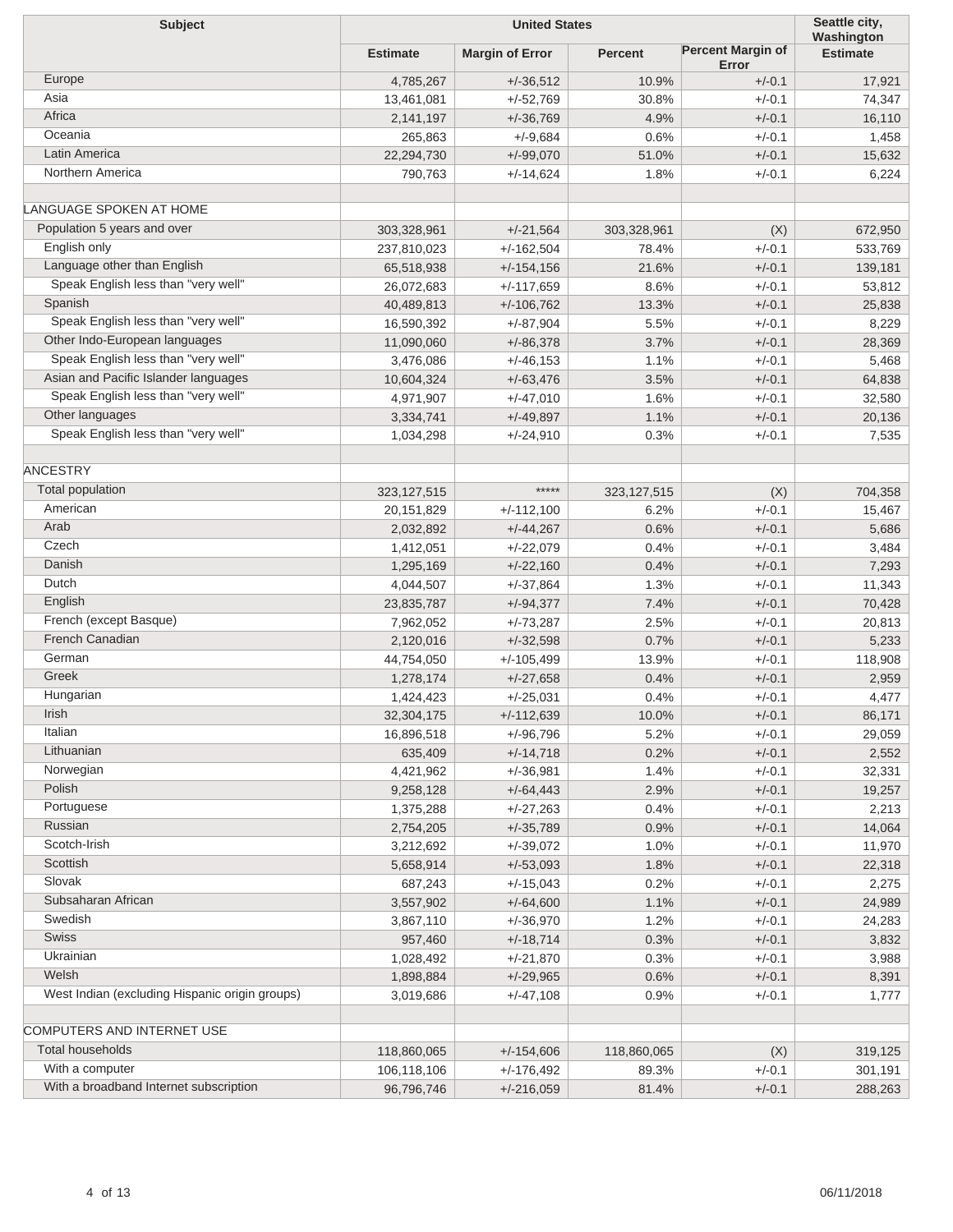| Subject | United States | | | | Seattle city, Washington |
|---|---|---|---|---|---|
| | Estimate | Margin of Error | Percent | Percent Margin of Error | Estimate |
| Europe | 4,785,267 | +/-36,512 | 10.9% | +/-0.1 | 17,921 |
| Asia | 13,461,081 | +/-52,769 | 30.8% | +/-0.1 | 74,347 |
| Africa | 2,141,197 | +/-36,769 | 4.9% | +/-0.1 | 16,110 |
| Oceania | 265,863 | +/-9,684 | 0.6% | +/-0.1 | 1,458 |
| Latin America | 22,294,730 | +/-99,070 | 51.0% | +/-0.1 | 15,632 |
| Northern America | 790,763 | +/-14,624 | 1.8% | +/-0.1 | 6,224 |
| | | | | | |
| LANGUAGE SPOKEN AT HOME | | | | | |
| Population 5 years and over | 303,328,961 | +/-21,564 | 303,328,961 | (X) | 672,950 |
| English only | 237,810,023 | +/-162,504 | 78.4% | +/-0.1 | 533,769 |
| Language other than English | 65,518,938 | +/-154,156 | 21.6% | +/-0.1 | 139,181 |
| Speak English less than "very well" | 26,072,683 | +/-117,659 | 8.6% | +/-0.1 | 53,812 |
| Spanish | 40,489,813 | +/-106,762 | 13.3% | +/-0.1 | 25,838 |
| Speak English less than "very well" | 16,590,392 | +/-87,904 | 5.5% | +/-0.1 | 8,229 |
| Other Indo-European languages | 11,090,060 | +/-86,378 | 3.7% | +/-0.1 | 28,369 |
| Speak English less than "very well" | 3,476,086 | +/-46,153 | 1.1% | +/-0.1 | 5,468 |
| Asian and Pacific Islander languages | 10,604,324 | +/-63,476 | 3.5% | +/-0.1 | 64,838 |
| Speak English less than "very well" | 4,971,907 | +/-47,010 | 1.6% | +/-0.1 | 32,580 |
| Other languages | 3,334,741 | +/-49,897 | 1.1% | +/-0.1 | 20,136 |
| Speak English less than "very well" | 1,034,298 | +/-24,910 | 0.3% | +/-0.1 | 7,535 |
| | | | | | |
| ANCESTRY | | | | | |
| Total population | 323,127,515 | ***** | 323,127,515 | (X) | 704,358 |
| American | 20,151,829 | +/-112,100 | 6.2% | +/-0.1 | 15,467 |
| Arab | 2,032,892 | +/-44,267 | 0.6% | +/-0.1 | 5,686 |
| Czech | 1,412,051 | +/-22,079 | 0.4% | +/-0.1 | 3,484 |
| Danish | 1,295,169 | +/-22,160 | 0.4% | +/-0.1 | 7,293 |
| Dutch | 4,044,507 | +/-37,864 | 1.3% | +/-0.1 | 11,343 |
| English | 23,835,787 | +/-94,377 | 7.4% | +/-0.1 | 70,428 |
| French (except Basque) | 7,962,052 | +/-73,287 | 2.5% | +/-0.1 | 20,813 |
| French Canadian | 2,120,016 | +/-32,598 | 0.7% | +/-0.1 | 5,233 |
| German | 44,754,050 | +/-105,499 | 13.9% | +/-0.1 | 118,908 |
| Greek | 1,278,174 | +/-27,658 | 0.4% | +/-0.1 | 2,959 |
| Hungarian | 1,424,423 | +/-25,031 | 0.4% | +/-0.1 | 4,477 |
| Irish | 32,304,175 | +/-112,639 | 10.0% | +/-0.1 | 86,171 |
| Italian | 16,896,518 | +/-96,796 | 5.2% | +/-0.1 | 29,059 |
| Lithuanian | 635,409 | +/-14,718 | 0.2% | +/-0.1 | 2,552 |
| Norwegian | 4,421,962 | +/-36,981 | 1.4% | +/-0.1 | 32,331 |
| Polish | 9,258,128 | +/-64,443 | 2.9% | +/-0.1 | 19,257 |
| Portuguese | 1,375,288 | +/-27,263 | 0.4% | +/-0.1 | 2,213 |
| Russian | 2,754,205 | +/-35,789 | 0.9% | +/-0.1 | 14,064 |
| Scotch-Irish | 3,212,692 | +/-39,072 | 1.0% | +/-0.1 | 11,970 |
| Scottish | 5,658,914 | +/-53,093 | 1.8% | +/-0.1 | 22,318 |
| Slovak | 687,243 | +/-15,043 | 0.2% | +/-0.1 | 2,275 |
| Subsaharan African | 3,557,902 | +/-64,600 | 1.1% | +/-0.1 | 24,989 |
| Swedish | 3,867,110 | +/-36,970 | 1.2% | +/-0.1 | 24,283 |
| Swiss | 957,460 | +/-18,714 | 0.3% | +/-0.1 | 3,832 |
| Ukrainian | 1,028,492 | +/-21,870 | 0.3% | +/-0.1 | 3,988 |
| Welsh | 1,898,884 | +/-29,965 | 0.6% | +/-0.1 | 8,391 |
| West Indian (excluding Hispanic origin groups) | 3,019,686 | +/-47,108 | 0.9% | +/-0.1 | 1,777 |
| | | | | | |
| COMPUTERS AND INTERNET USE | | | | | |
| Total households | 118,860,065 | +/-154,606 | 118,860,065 | (X) | 319,125 |
| With a computer | 106,118,106 | +/-176,492 | 89.3% | +/-0.1 | 301,191 |
| With a broadband Internet subscription | 96,796,746 | +/-216,059 | 81.4% | +/-0.1 | 288,263 |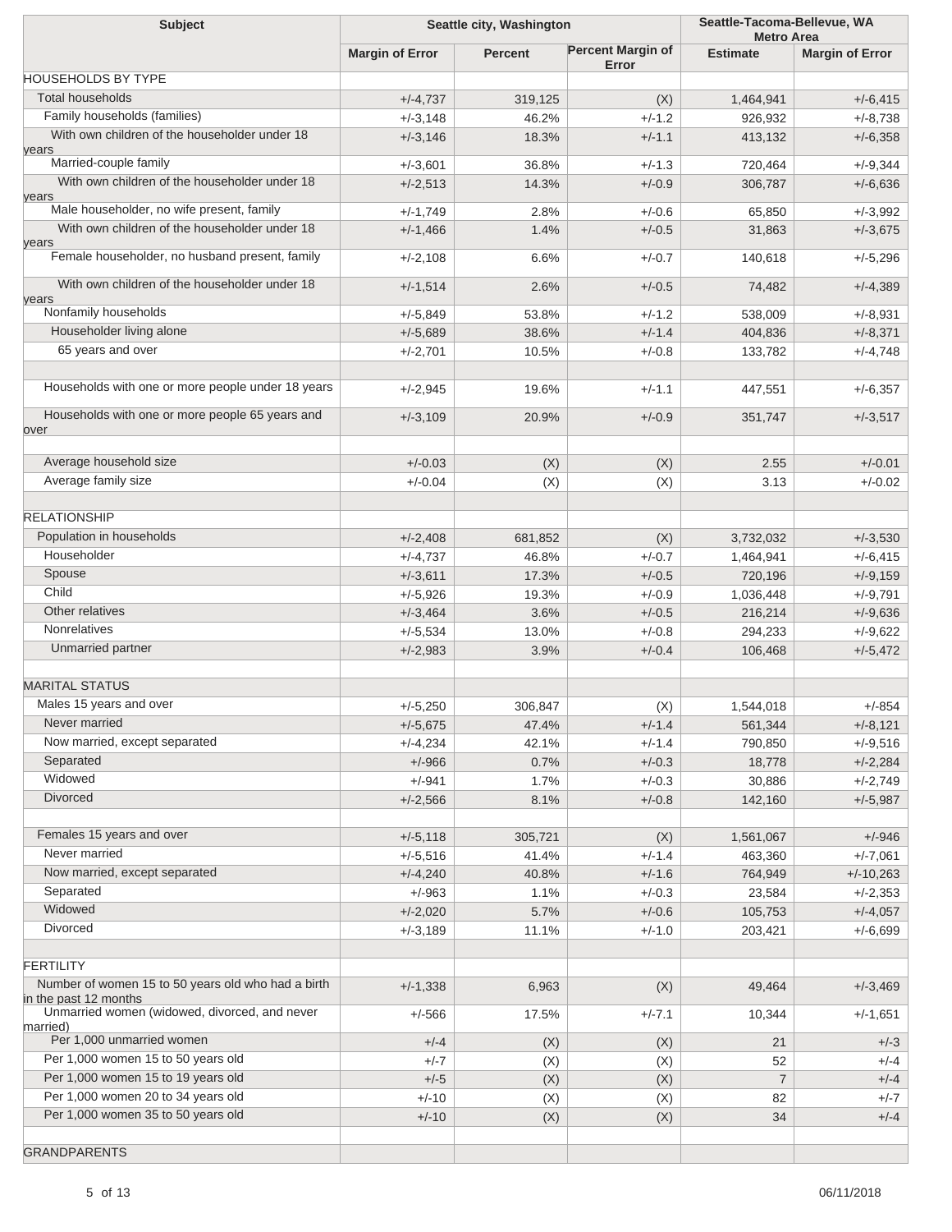| Subject | Seattle city, Washington | | | Seattle-Tacoma-Bellevue, WA Metro Area | |
|---|---|---|---|---|---|
| | Margin of Error | Percent | Percent Margin of Error | Estimate | Margin of Error |
| HOUSEHOLDS BY TYPE | | | | | |
| Total households | +/-4,737 | 319,125 | (X) | 1,464,941 | +/-6,415 |
| Family households (families) | +/-3,148 | 46.2% | +/-1.2 | 926,932 | +/-8,738 |
| With own children of the householder under 18 years | +/-3,146 | 18.3% | +/-1.1 | 413,132 | +/-6,358 |
| Married-couple family | +/-3,601 | 36.8% | +/-1.3 | 720,464 | +/-9,344 |
| With own children of the householder under 18 years | +/-2,513 | 14.3% | +/-0.9 | 306,787 | +/-6,636 |
| Male householder, no wife present, family | +/-1,749 | 2.8% | +/-0.6 | 65,850 | +/-3,992 |
| With own children of the householder under 18 years | +/-1,466 | 1.4% | +/-0.5 | 31,863 | +/-3,675 |
| Female householder, no husband present, family | +/-2,108 | 6.6% | +/-0.7 | 140,618 | +/-5,296 |
| With own children of the householder under 18 years | +/-1,514 | 2.6% | +/-0.5 | 74,482 | +/-4,389 |
| Nonfamily households | +/-5,849 | 53.8% | +/-1.2 | 538,009 | +/-8,931 |
| Householder living alone | +/-5,689 | 38.6% | +/-1.4 | 404,836 | +/-8,371 |
| 65 years and over | +/-2,701 | 10.5% | +/-0.8 | 133,782 | +/-4,748 |
| | | | | | |
| Households with one or more people under 18 years | +/-2,945 | 19.6% | +/-1.1 | 447,551 | +/-6,357 |
| Households with one or more people 65 years and over | +/-3,109 | 20.9% | +/-0.9 | 351,747 | +/-3,517 |
| | | | | | |
| Average household size | +/-0.03 | (X) | (X) | 2.55 | +/-0.01 |
| Average family size | +/-0.04 | (X) | (X) | 3.13 | +/-0.02 |
| | | | | | |
| RELATIONSHIP | | | | | |
| Population in households | +/-2,408 | 681,852 | (X) | 3,732,032 | +/-3,530 |
| Householder | +/-4,737 | 46.8% | +/-0.7 | 1,464,941 | +/-6,415 |
| Spouse | +/-3,611 | 17.3% | +/-0.5 | 720,196 | +/-9,159 |
| Child | +/-5,926 | 19.3% | +/-0.9 | 1,036,448 | +/-9,791 |
| Other relatives | +/-3,464 | 3.6% | +/-0.5 | 216,214 | +/-9,636 |
| Nonrelatives | +/-5,534 | 13.0% | +/-0.8 | 294,233 | +/-9,622 |
| Unmarried partner | +/-2,983 | 3.9% | +/-0.4 | 106,468 | +/-5,472 |
| | | | | | |
| MARITAL STATUS | | | | | |
| Males 15 years and over | +/-5,250 | 306,847 | (X) | 1,544,018 | +/-854 |
| Never married | +/-5,675 | 47.4% | +/-1.4 | 561,344 | +/-8,121 |
| Now married, except separated | +/-4,234 | 42.1% | +/-1.4 | 790,850 | +/-9,516 |
| Separated | +/-966 | 0.7% | +/-0.3 | 18,778 | +/-2,284 |
| Widowed | +/-941 | 1.7% | +/-0.3 | 30,886 | +/-2,749 |
| Divorced | +/-2,566 | 8.1% | +/-0.8 | 142,160 | +/-5,987 |
| | | | | | |
| Females 15 years and over | +/-5,118 | 305,721 | (X) | 1,561,067 | +/-946 |
| Never married | +/-5,516 | 41.4% | +/-1.4 | 463,360 | +/-7,061 |
| Now married, except separated | +/-4,240 | 40.8% | +/-1.6 | 764,949 | +/-10,263 |
| Separated | +/-963 | 1.1% | +/-0.3 | 23,584 | +/-2,353 |
| Widowed | +/-2,020 | 5.7% | +/-0.6 | 105,753 | +/-4,057 |
| Divorced | +/-3,189 | 11.1% | +/-1.0 | 203,421 | +/-6,699 |
| | | | | | |
| FERTILITY | | | | | |
| Number of women 15 to 50 years old who had a birth in the past 12 months | +/-1,338 | 6,963 | (X) | 49,464 | +/-3,469 |
| Unmarried women (widowed, divorced, and never married) | +/-566 | 17.5% | +/-7.1 | 10,344 | +/-1,651 |
| Per 1,000 unmarried women | +/-4 | (X) | (X) | 21 | +/-3 |
| Per 1,000 women 15 to 50 years old | +/-7 | (X) | (X) | 52 | +/-4 |
| Per 1,000 women 15 to 19 years old | +/-5 | (X) | (X) | 7 | +/-4 |
| Per 1,000 women 20 to 34 years old | +/-10 | (X) | (X) | 82 | +/-7 |
| Per 1,000 women 35 to 50 years old | +/-10 | (X) | (X) | 34 | +/-4 |
| | | | | | |
| GRANDPARENTS | | | | | |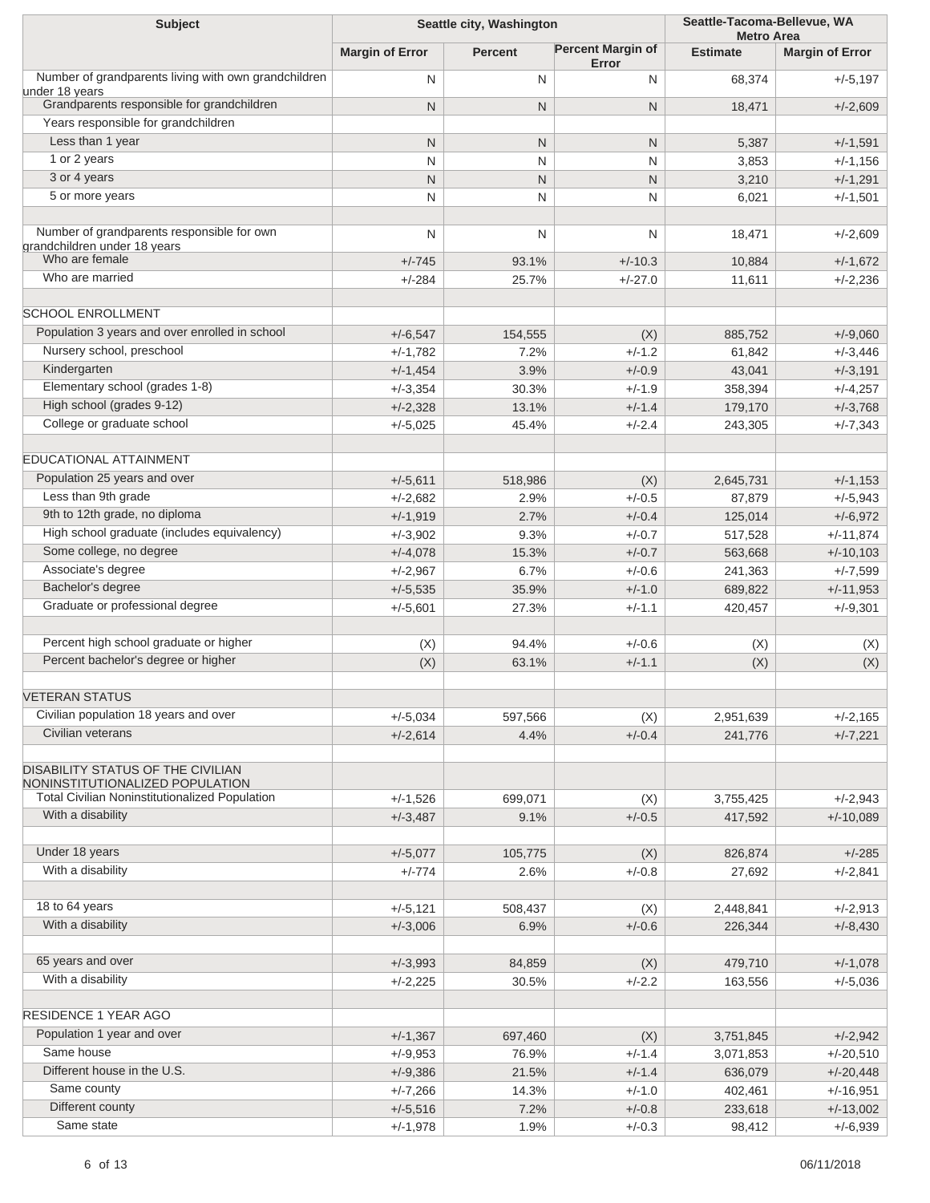| Subject | Seattle city, Washington | | | Seattle-Tacoma-Bellevue, WA Metro Area | |
|---|---|---|---|---|---|
| | Margin of Error | Percent | Percent Margin of Error | Estimate | Margin of Error |
| Number of grandparents living with own grandchildren under 18 years | N | N | N | 68,374 | +/-5,197 |
| Grandparents responsible for grandchildren | N | N | N | 18,471 | +/-2,609 |
| Years responsible for grandchildren | | | | | |
| Less than 1 year | N | N | N | 5,387 | +/-1,591 |
| 1 or 2 years | N | N | N | 3,853 | +/-1,156 |
| 3 or 4 years | N | N | N | 3,210 | +/-1,291 |
| 5 or more years | N | N | N | 6,021 | +/-1,501 |
| | | | | | |
| Number of grandparents responsible for own grandchildren under 18 years | N | N | N | 18,471 | +/-2,609 |
| Who are female | +/-745 | 93.1% | +/-10.3 | 10,884 | +/-1,672 |
| Who are married | +/-284 | 25.7% | +/-27.0 | 11,611 | +/-2,236 |
| | | | | | |
| SCHOOL ENROLLMENT | | | | | |
| Population 3 years and over enrolled in school | +/-6,547 | 154,555 | (X) | 885,752 | +/-9,060 |
| Nursery school, preschool | +/-1,782 | 7.2% | +/-1.2 | 61,842 | +/-3,446 |
| Kindergarten | +/-1,454 | 3.9% | +/-0.9 | 43,041 | +/-3,191 |
| Elementary school (grades 1-8) | +/-3,354 | 30.3% | +/-1.9 | 358,394 | +/-4,257 |
| High school (grades 9-12) | +/-2,328 | 13.1% | +/-1.4 | 179,170 | +/-3,768 |
| College or graduate school | +/-5,025 | 45.4% | +/-2.4 | 243,305 | +/-7,343 |
| | | | | | |
| EDUCATIONAL ATTAINMENT | | | | | |
| Population 25 years and over | +/-5,611 | 518,986 | (X) | 2,645,731 | +/-1,153 |
| Less than 9th grade | +/-2,682 | 2.9% | +/-0.5 | 87,879 | +/-5,943 |
| 9th to 12th grade, no diploma | +/-1,919 | 2.7% | +/-0.4 | 125,014 | +/-6,972 |
| High school graduate (includes equivalency) | +/-3,902 | 9.3% | +/-0.7 | 517,528 | +/-11,874 |
| Some college, no degree | +/-4,078 | 15.3% | +/-0.7 | 563,668 | +/-10,103 |
| Associate's degree | +/-2,967 | 6.7% | +/-0.6 | 241,363 | +/-7,599 |
| Bachelor's degree | +/-5,535 | 35.9% | +/-1.0 | 689,822 | +/-11,953 |
| Graduate or professional degree | +/-5,601 | 27.3% | +/-1.1 | 420,457 | +/-9,301 |
| | | | | | |
| Percent high school graduate or higher | (X) | 94.4% | +/-0.6 | (X) | (X) |
| Percent bachelor's degree or higher | (X) | 63.1% | +/-1.1 | (X) | (X) |
| | | | | | |
| VETERAN STATUS | | | | | |
| Civilian population 18 years and over | +/-5,034 | 597,566 | (X) | 2,951,639 | +/-2,165 |
| Civilian veterans | +/-2,614 | 4.4% | +/-0.4 | 241,776 | +/-7,221 |
| | | | | | |
| DISABILITY STATUS OF THE CIVILIAN NONINSTITUTIONALIZED POPULATION | | | | | |
| Total Civilian Noninstitutionalized Population | +/-1,526 | 699,071 | (X) | 3,755,425 | +/-2,943 |
| With a disability | +/-3,487 | 9.1% | +/-0.5 | 417,592 | +/-10,089 |
| | | | | | |
| Under 18 years | +/-5,077 | 105,775 | (X) | 826,874 | +/-285 |
| With a disability | +/-774 | 2.6% | +/-0.8 | 27,692 | +/-2,841 |
| | | | | | |
| 18 to 64 years | +/-5,121 | 508,437 | (X) | 2,448,841 | +/-2,913 |
| With a disability | +/-3,006 | 6.9% | +/-0.6 | 226,344 | +/-8,430 |
| | | | | | |
| 65 years and over | +/-3,993 | 84,859 | (X) | 479,710 | +/-1,078 |
| With a disability | +/-2,225 | 30.5% | +/-2.2 | 163,556 | +/-5,036 |
| | | | | | |
| RESIDENCE 1 YEAR AGO | | | | | |
| Population 1 year and over | +/-1,367 | 697,460 | (X) | 3,751,845 | +/-2,942 |
| Same house | +/-9,953 | 76.9% | +/-1.4 | 3,071,853 | +/-20,510 |
| Different house in the U.S. | +/-9,386 | 21.5% | +/-1.4 | 636,079 | +/-20,448 |
| Same county | +/-7,266 | 14.3% | +/-1.0 | 402,461 | +/-16,951 |
| Different county | +/-5,516 | 7.2% | +/-0.8 | 233,618 | +/-13,002 |
| Same state | +/-1,978 | 1.9% | +/-0.3 | 98,412 | +/-6,939 |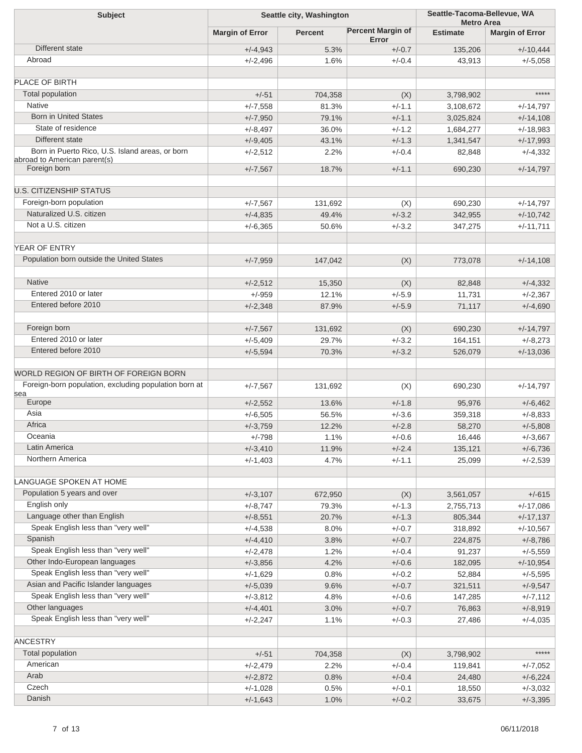| Subject | Seattle city, Washington | | | Seattle-Tacoma-Bellevue, WA Metro Area | |
|---|---|---|---|---|---|
| | Margin of Error | Percent | Percent Margin of Error | Estimate | Margin of Error |
| Different state | +/-4,943 | 5.3% | +/-0.7 | 135,206 | +/-10,444 |
| Abroad | +/-2,496 | 1.6% | +/-0.4 | 43,913 | +/-5,058 |
| | | | | | |
| PLACE OF BIRTH | | | | | |
| Total population | +/-51 | 704,358 | (X) | 3,798,902 | ***** |
| Native | +/-7,558 | 81.3% | +/-1.1 | 3,108,672 | +/-14,797 |
| Born in United States | +/-7,950 | 79.1% | +/-1.1 | 3,025,824 | +/-14,108 |
| State of residence | +/-8,497 | 36.0% | +/-1.2 | 1,684,277 | +/-18,983 |
| Different state | +/-9,405 | 43.1% | +/-1.3 | 1,341,547 | +/-17,993 |
| Born in Puerto Rico, U.S. Island areas, or born abroad to American parent(s) | +/-2,512 | 2.2% | +/-0.4 | 82,848 | +/-4,332 |
| Foreign born | +/-7,567 | 18.7% | +/-1.1 | 690,230 | +/-14,797 |
| | | | | | |
| U.S. CITIZENSHIP STATUS | | | | | |
| Foreign-born population | +/-7,567 | 131,692 | (X) | 690,230 | +/-14,797 |
| Naturalized U.S. citizen | +/-4,835 | 49.4% | +/-3.2 | 342,955 | +/-10,742 |
| Not a U.S. citizen | +/-6,365 | 50.6% | +/-3.2 | 347,275 | +/-11,711 |
| | | | | | |
| YEAR OF ENTRY | | | | | |
| Population born outside the United States | +/-7,959 | 147,042 | (X) | 773,078 | +/-14,108 |
| | | | | | |
| Native | +/-2,512 | 15,350 | (X) | 82,848 | +/-4,332 |
| Entered 2010 or later | +/-959 | 12.1% | +/-5.9 | 11,731 | +/-2,367 |
| Entered before 2010 | +/-2,348 | 87.9% | +/-5.9 | 71,117 | +/-4,690 |
| | | | | | |
| Foreign born | +/-7,567 | 131,692 | (X) | 690,230 | +/-14,797 |
| Entered 2010 or later | +/-5,409 | 29.7% | +/-3.2 | 164,151 | +/-8,273 |
| Entered before 2010 | +/-5,594 | 70.3% | +/-3.2 | 526,079 | +/-13,036 |
| | | | | | |
| WORLD REGION OF BIRTH OF FOREIGN BORN | | | | | |
| Foreign-born population, excluding population born at sea | +/-7,567 | 131,692 | (X) | 690,230 | +/-14,797 |
| Europe | +/-2,552 | 13.6% | +/-1.8 | 95,976 | +/-6,462 |
| Asia | +/-6,505 | 56.5% | +/-3.6 | 359,318 | +/-8,833 |
| Africa | +/-3,759 | 12.2% | +/-2.8 | 58,270 | +/-5,808 |
| Oceania | +/-798 | 1.1% | +/-0.6 | 16,446 | +/-3,667 |
| Latin America | +/-3,410 | 11.9% | +/-2.4 | 135,121 | +/-6,736 |
| Northern America | +/-1,403 | 4.7% | +/-1.1 | 25,099 | +/-2,539 |
| | | | | | |
| LANGUAGE SPOKEN AT HOME | | | | | |
| Population 5 years and over | +/-3,107 | 672,950 | (X) | 3,561,057 | +/-615 |
| English only | +/-8,747 | 79.3% | +/-1.3 | 2,755,713 | +/-17,086 |
| Language other than English | +/-8,551 | 20.7% | +/-1.3 | 805,344 | +/-17,137 |
| Speak English less than "very well" | +/-4,538 | 8.0% | +/-0.7 | 318,892 | +/-10,567 |
| Spanish | +/-4,410 | 3.8% | +/-0.7 | 224,875 | +/-8,786 |
| Speak English less than "very well" | +/-2,478 | 1.2% | +/-0.4 | 91,237 | +/-5,559 |
| Other Indo-European languages | +/-3,856 | 4.2% | +/-0.6 | 182,095 | +/-10,954 |
| Speak English less than "very well" | +/-1,629 | 0.8% | +/-0.2 | 52,884 | +/-5,595 |
| Asian and Pacific Islander languages | +/-5,039 | 9.6% | +/-0.7 | 321,511 | +/-9,547 |
| Speak English less than "very well" | +/-3,812 | 4.8% | +/-0.6 | 147,285 | +/-7,112 |
| Other languages | +/-4,401 | 3.0% | +/-0.7 | 76,863 | +/-8,919 |
| Speak English less than "very well" | +/-2,247 | 1.1% | +/-0.3 | 27,486 | +/-4,035 |
| | | | | | |
| ANCESTRY | | | | | |
| Total population | +/-51 | 704,358 | (X) | 3,798,902 | ***** |
| American | +/-2,479 | 2.2% | +/-0.4 | 119,841 | +/-7,052 |
| Arab | +/-2,872 | 0.8% | +/-0.4 | 24,480 | +/-6,224 |
| Czech | +/-1,028 | 0.5% | +/-0.1 | 18,550 | +/-3,032 |
| Danish | +/-1,643 | 1.0% | +/-0.2 | 33,675 | +/-3,395 |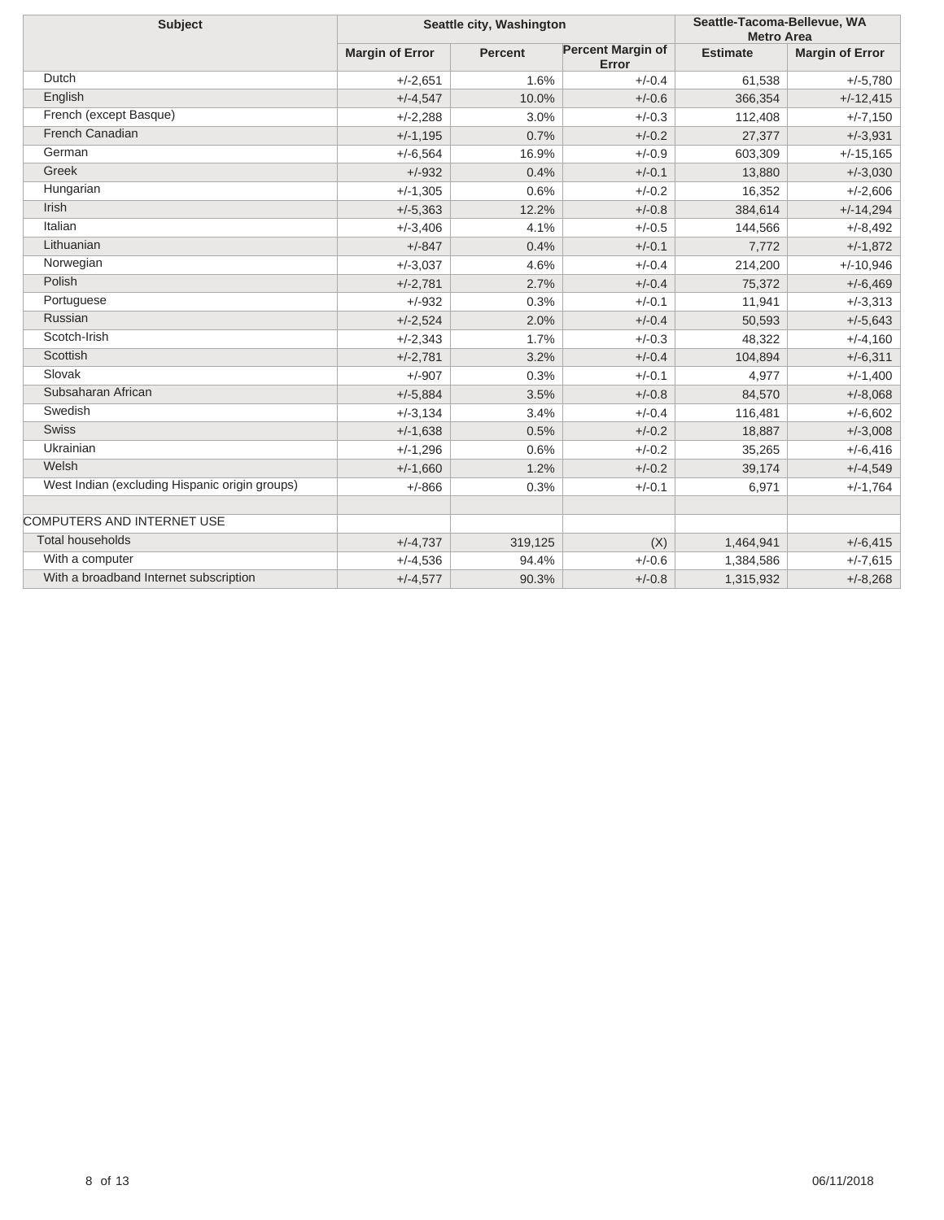| Subject | Seattle city, Washington | | | Seattle-Tacoma-Bellevue, WA Metro Area | |
|---|---|---|---|---|---|
| | Margin of Error | Percent | Percent Margin of Error | Estimate | Margin of Error |
| Dutch | +/-2,651 | 1.6% | +/-0.4 | 61,538 | +/-5,780 |
| English | +/-4,547 | 10.0% | +/-0.6 | 366,354 | +/-12,415 |
| French (except Basque) | +/-2,288 | 3.0% | +/-0.3 | 112,408 | +/-7,150 |
| French Canadian | +/-1,195 | 0.7% | +/-0.2 | 27,377 | +/-3,931 |
| German | +/-6,564 | 16.9% | +/-0.9 | 603,309 | +/-15,165 |
| Greek | +/-932 | 0.4% | +/-0.1 | 13,880 | +/-3,030 |
| Hungarian | +/-1,305 | 0.6% | +/-0.2 | 16,352 | +/-2,606 |
| Irish | +/-5,363 | 12.2% | +/-0.8 | 384,614 | +/-14,294 |
| Italian | +/-3,406 | 4.1% | +/-0.5 | 144,566 | +/-8,492 |
| Lithuanian | +/-847 | 0.4% | +/-0.1 | 7,772 | +/-1,872 |
| Norwegian | +/-3,037 | 4.6% | +/-0.4 | 214,200 | +/-10,946 |
| Polish | +/-2,781 | 2.7% | +/-0.4 | 75,372 | +/-6,469 |
| Portuguese | +/-932 | 0.3% | +/-0.1 | 11,941 | +/-3,313 |
| Russian | +/-2,524 | 2.0% | +/-0.4 | 50,593 | +/-5,643 |
| Scotch-Irish | +/-2,343 | 1.7% | +/-0.3 | 48,322 | +/-4,160 |
| Scottish | +/-2,781 | 3.2% | +/-0.4 | 104,894 | +/-6,311 |
| Slovak | +/-907 | 0.3% | +/-0.1 | 4,977 | +/-1,400 |
| Subsaharan African | +/-5,884 | 3.5% | +/-0.8 | 84,570 | +/-8,068 |
| Swedish | +/-3,134 | 3.4% | +/-0.4 | 116,481 | +/-6,602 |
| Swiss | +/-1,638 | 0.5% | +/-0.2 | 18,887 | +/-3,008 |
| Ukrainian | +/-1,296 | 0.6% | +/-0.2 | 35,265 | +/-6,416 |
| Welsh | +/-1,660 | 1.2% | +/-0.2 | 39,174 | +/-4,549 |
| West Indian (excluding Hispanic origin groups) | +/-866 | 0.3% | +/-0.1 | 6,971 | +/-1,764 |
| | | | | | |
| COMPUTERS AND INTERNET USE | | | | | |
| Total households | +/-4,737 | 319,125 | (X) | 1,464,941 | +/-6,415 |
| With a computer | +/-4,536 | 94.4% | +/-0.6 | 1,384,586 | +/-7,615 |
| With a broadband Internet subscription | +/-4,577 | 90.3% | +/-0.8 | 1,315,932 | +/-8,268 |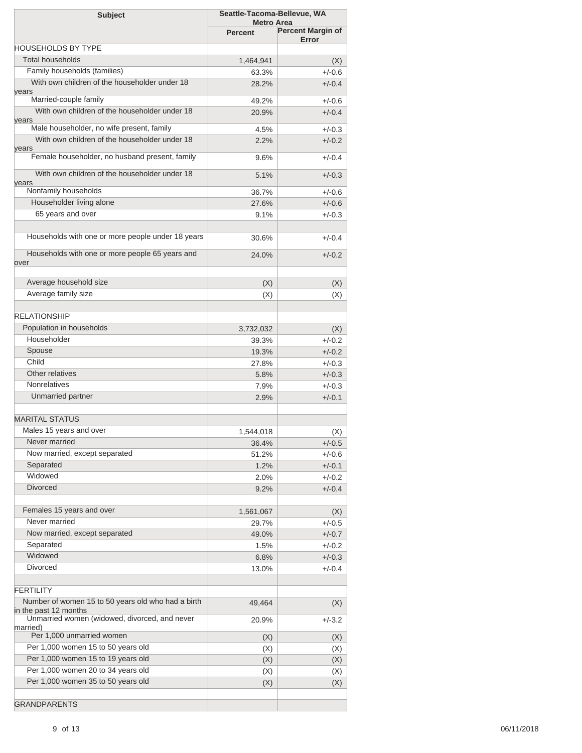| Subject | Seattle-Tacoma-Bellevue, WA Metro Area | |
|---|---|---|
| | Percent | Percent Margin of Error |
| HOUSEHOLDS BY TYPE | | |
| Total households | 1,464,941 | (X) |
| Family households (families) | 63.3% | +/-0.6 |
| With own children of the householder under 18 years | 28.2% | +/-0.4 |
| Married-couple family | 49.2% | +/-0.6 |
| With own children of the householder under 18 years | 20.9% | +/-0.4 |
| Male householder, no wife present, family | 4.5% | +/-0.3 |
| With own children of the householder under 18 years | 2.2% | +/-0.2 |
| Female householder, no husband present, family | 9.6% | +/-0.4 |
| With own children of the householder under 18 years | 5.1% | +/-0.3 |
| Nonfamily households | 36.7% | +/-0.6 |
| Householder living alone | 27.6% | +/-0.6 |
| 65 years and over | 9.1% | +/-0.3 |
| | | |
| Households with one or more people under 18 years | 30.6% | +/-0.4 |
| Households with one or more people 65 years and over | 24.0% | +/-0.2 |
| | | |
| Average household size | (X) | (X) |
| Average family size | (X) | (X) |
| | | |
| RELATIONSHIP | | |
| Population in households | 3,732,032 | (X) |
| Householder | 39.3% | +/-0.2 |
| Spouse | 19.3% | +/-0.2 |
| Child | 27.8% | +/-0.3 |
| Other relatives | 5.8% | +/-0.3 |
| Nonrelatives | 7.9% | +/-0.3 |
| Unmarried partner | 2.9% | +/-0.1 |
| | | |
| MARITAL STATUS | | |
| Males 15 years and over | 1,544,018 | (X) |
| Never married | 36.4% | +/-0.5 |
| Now married, except separated | 51.2% | +/-0.6 |
| Separated | 1.2% | +/-0.1 |
| Widowed | 2.0% | +/-0.2 |
| Divorced | 9.2% | +/-0.4 |
| | | |
| Females 15 years and over | 1,561,067 | (X) |
| Never married | 29.7% | +/-0.5 |
| Now married, except separated | 49.0% | +/-0.7 |
| Separated | 1.5% | +/-0.2 |
| Widowed | 6.8% | +/-0.3 |
| Divorced | 13.0% | +/-0.4 |
| | | |
| FERTILITY | | |
| Number of women 15 to 50 years old who had a birth in the past 12 months | 49,464 | (X) |
| Unmarried women (widowed, divorced, and never married) | 20.9% | +/-3.2 |
| Per 1,000 unmarried women | (X) | (X) |
| Per 1,000 women 15 to 50 years old | (X) | (X) |
| Per 1,000 women 15 to 19 years old | (X) | (X) |
| Per 1,000 women 20 to 34 years old | (X) | (X) |
| Per 1,000 women 35 to 50 years old | (X) | (X) |
| | | |
| GRANDPARENTS | | |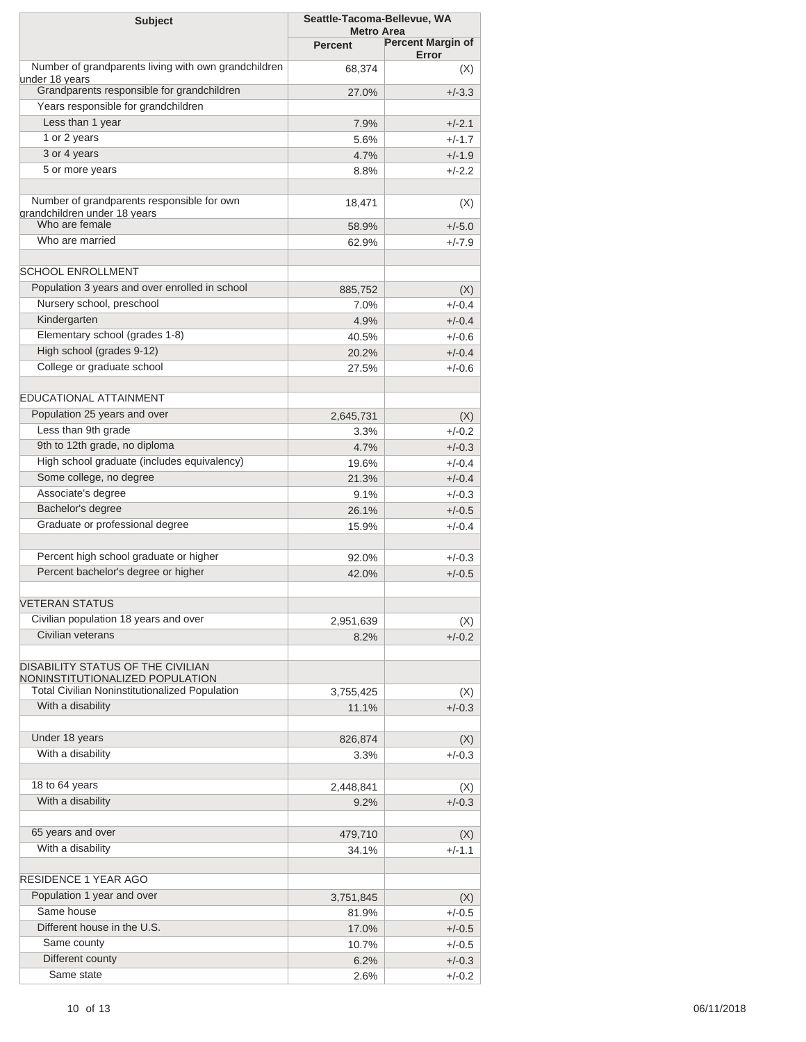| Subject | Seattle-Tacoma-Bellevue, WA Metro Area | |
|---|---|---|
| | Percent | Percent Margin of Error |
| Number of grandparents living with own grandchildren under 18 years | 68,374 | (X) |
| Grandparents responsible for grandchildren | 27.0% | +/-3.3 |
| Years responsible for grandchildren | | |
| Less than 1 year | 7.9% | +/-2.1 |
| 1 or 2 years | 5.6% | +/-1.7 |
| 3 or 4 years | 4.7% | +/-1.9 |
| 5 or more years | 8.8% | +/-2.2 |
| | | |
| Number of grandparents responsible for own grandchildren under 18 years | 18,471 | (X) |
| Who are female | 58.9% | +/-5.0 |
| Who are married | 62.9% | +/-7.9 |
| | | |
| SCHOOL ENROLLMENT | | |
| Population 3 years and over enrolled in school | 885,752 | (X) |
| Nursery school, preschool | 7.0% | +/-0.4 |
| Kindergarten | 4.9% | +/-0.4 |
| Elementary school (grades 1-8) | 40.5% | +/-0.6 |
| High school (grades 9-12) | 20.2% | +/-0.4 |
| College or graduate school | 27.5% | +/-0.6 |
| | | |
| EDUCATIONAL ATTAINMENT | | |
| Population 25 years and over | 2,645,731 | (X) |
| Less than 9th grade | 3.3% | +/-0.2 |
| 9th to 12th grade, no diploma | 4.7% | +/-0.3 |
| High school graduate (includes equivalency) | 19.6% | +/-0.4 |
| Some college, no degree | 21.3% | +/-0.4 |
| Associate's degree | 9.1% | +/-0.3 |
| Bachelor's degree | 26.1% | +/-0.5 |
| Graduate or professional degree | 15.9% | +/-0.4 |
| | | |
| Percent high school graduate or higher | 92.0% | +/-0.3 |
| Percent bachelor's degree or higher | 42.0% | +/-0.5 |
| | | |
| VETERAN STATUS | | |
| Civilian population 18 years and over | 2,951,639 | (X) |
| Civilian veterans | 8.2% | +/-0.2 |
| | | |
| DISABILITY STATUS OF THE CIVILIAN NONINSTITUTIONALIZED POPULATION | | |
| Total Civilian Noninstitutionalized Population | 3,755,425 | (X) |
| With a disability | 11.1% | +/-0.3 |
| | | |
| Under 18 years | 826,874 | (X) |
| With a disability | 3.3% | +/-0.3 |
| | | |
| 18 to 64 years | 2,448,841 | (X) |
| With a disability | 9.2% | +/-0.3 |
| | | |
| 65 years and over | 479,710 | (X) |
| With a disability | 34.1% | +/-1.1 |
| | | |
| RESIDENCE 1 YEAR AGO | | |
| Population 1 year and over | 3,751,845 | (X) |
| Same house | 81.9% | +/-0.5 |
| Different house in the U.S. | 17.0% | +/-0.5 |
| Same county | 10.7% | +/-0.5 |
| Different county | 6.2% | +/-0.3 |
| Same state | 2.6% | +/-0.2 |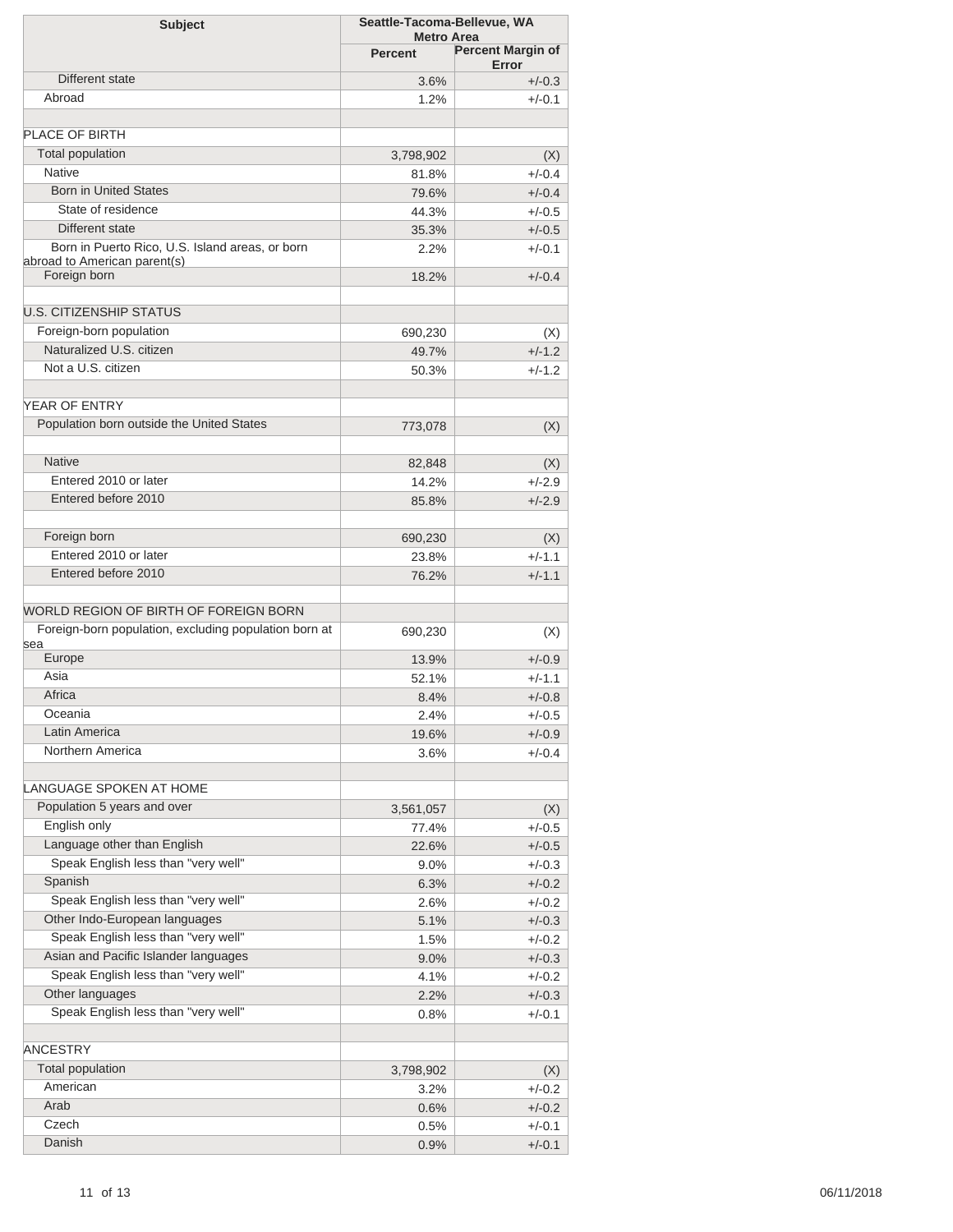| Subject | Seattle-Tacoma-Bellevue, WA Metro Area | |
|---|---|---|
| | Percent | Percent Margin of Error |
| Different state | 3.6% | +/-0.3 |
| Abroad | 1.2% | +/-0.1 |
| | | |
| PLACE OF BIRTH | | |
| Total population | 3,798,902 | (X) |
| Native | 81.8% | +/-0.4 |
| Born in United States | 79.6% | +/-0.4 |
| State of residence | 44.3% | +/-0.5 |
| Different state | 35.3% | +/-0.5 |
| Born in Puerto Rico, U.S. Island areas, or born abroad to American parent(s) | 2.2% | +/-0.1 |
| Foreign born | 18.2% | +/-0.4 |
| | | |
| U.S. CITIZENSHIP STATUS | | |
| Foreign-born population | 690,230 | (X) |
| Naturalized U.S. citizen | 49.7% | +/-1.2 |
| Not a U.S. citizen | 50.3% | +/-1.2 |
| | | |
| YEAR OF ENTRY | | |
| Population born outside the United States | 773,078 | (X) |
| | | |
| Native | 82,848 | (X) |
| Entered 2010 or later | 14.2% | +/-2.9 |
| Entered before 2010 | 85.8% | +/-2.9 |
| | | |
| Foreign born | 690,230 | (X) |
| Entered 2010 or later | 23.8% | +/-1.1 |
| Entered before 2010 | 76.2% | +/-1.1 |
| | | |
| WORLD REGION OF BIRTH OF FOREIGN BORN | | |
| Foreign-born population, excluding population born at sea | 690,230 | (X) |
| Europe | 13.9% | +/-0.9 |
| Asia | 52.1% | +/-1.1 |
| Africa | 8.4% | +/-0.8 |
| Oceania | 2.4% | +/-0.5 |
| Latin America | 19.6% | +/-0.9 |
| Northern America | 3.6% | +/-0.4 |
| | | |
| LANGUAGE SPOKEN AT HOME | | |
| Population 5 years and over | 3,561,057 | (X) |
| English only | 77.4% | +/-0.5 |
| Language other than English | 22.6% | +/-0.5 |
| Speak English less than "very well" | 9.0% | +/-0.3 |
| Spanish | 6.3% | +/-0.2 |
| Speak English less than "very well" | 2.6% | +/-0.2 |
| Other Indo-European languages | 5.1% | +/-0.3 |
| Speak English less than "very well" | 1.5% | +/-0.2 |
| Asian and Pacific Islander languages | 9.0% | +/-0.3 |
| Speak English less than "very well" | 4.1% | +/-0.2 |
| Other languages | 2.2% | +/-0.3 |
| Speak English less than "very well" | 0.8% | +/-0.1 |
| | | |
| ANCESTRY | | |
| Total population | 3,798,902 | (X) |
| American | 3.2% | +/-0.2 |
| Arab | 0.6% | +/-0.2 |
| Czech | 0.5% | +/-0.1 |
| Danish | 0.9% | +/-0.1 |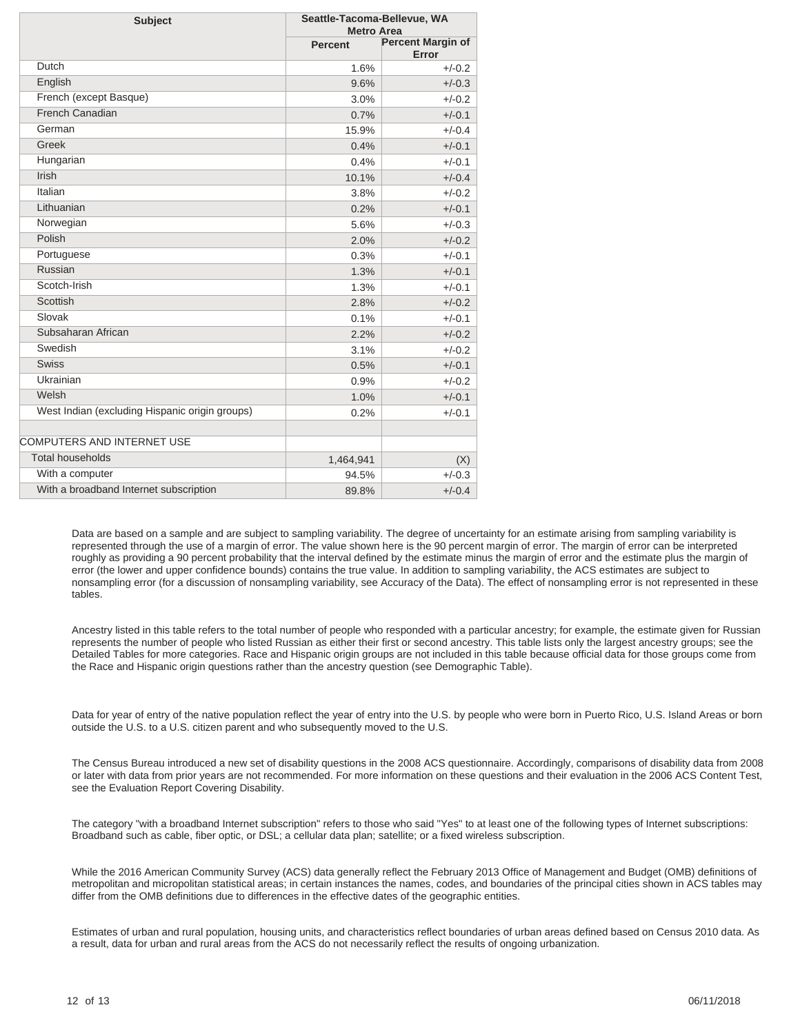| Subject | Seattle-Tacoma-Bellevue, WA Metro Area | |
|---|---|---|
| | Percent | Percent Margin of Error |
| Dutch | 1.6% | +/-0.2 |
| English | 9.6% | +/-0.3 |
| French (except Basque) | 3.0% | +/-0.2 |
| French Canadian | 0.7% | +/-0.1 |
| German | 15.9% | +/-0.4 |
| Greek | 0.4% | +/-0.1 |
| Hungarian | 0.4% | +/-0.1 |
| Irish | 10.1% | +/-0.4 |
| Italian | 3.8% | +/-0.2 |
| Lithuanian | 0.2% | +/-0.1 |
| Norwegian | 5.6% | +/-0.3 |
| Polish | 2.0% | +/-0.2 |
| Portuguese | 0.3% | +/-0.1 |
| Russian | 1.3% | +/-0.1 |
| Scotch-Irish | 1.3% | +/-0.1 |
| Scottish | 2.8% | +/-0.2 |
| Slovak | 0.1% | +/-0.1 |
| Subsaharan African | 2.2% | +/-0.2 |
| Swedish | 3.1% | +/-0.2 |
| Swiss | 0.5% | +/-0.1 |
| Ukrainian | 0.9% | +/-0.2 |
| Welsh | 1.0% | +/-0.1 |
| West Indian (excluding Hispanic origin groups) | 0.2% | +/-0.1 |
| | | |
| COMPUTERS AND INTERNET USE | | |
| Total households | 1,464,941 | (X) |
| With a computer | 94.5% | +/-0.3 |
| With a broadband Internet subscription | 89.8% | +/-0.4 |

Data are based on a sample and are subject to sampling variability. The degree of uncertainty for an estimate arising from sampling variability is represented through the use of a margin of error. The value shown here is the 90 percent margin of error. The margin of error can be interpreted roughly as providing a 90 percent probability that the interval defined by the estimate minus the margin of error and the estimate plus the margin of error (the lower and upper confidence bounds) contains the true value. In addition to sampling variability, the ACS estimates are subject to nonsampling error (for a discussion of nonsampling variability, see Accuracy of the Data). The effect of nonsampling error is not represented in these tables.

Ancestry listed in this table refers to the total number of people who responded with a particular ancestry; for example, the estimate given for Russian represents the number of people who listed Russian as either their first or second ancestry. This table lists only the largest ancestry groups; see the Detailed Tables for more categories. Race and Hispanic origin groups are not included in this table because official data for those groups come from the Race and Hispanic origin questions rather than the ancestry question (see Demographic Table).

Data for year of entry of the native population reflect the year of entry into the U.S. by people who were born in Puerto Rico, U.S. Island Areas or born outside the U.S. to a U.S. citizen parent and who subsequently moved to the U.S.

The Census Bureau introduced a new set of disability questions in the 2008 ACS questionnaire. Accordingly, comparisons of disability data from 2008 or later with data from prior years are not recommended. For more information on these questions and their evaluation in the 2006 ACS Content Test, see the Evaluation Report Covering Disability.

The category "with a broadband Internet subscription" refers to those who said "Yes" to at least one of the following types of Internet subscriptions: Broadband such as cable, fiber optic, or DSL; a cellular data plan; satellite; or a fixed wireless subscription.

While the 2016 American Community Survey (ACS) data generally reflect the February 2013 Office of Management and Budget (OMB) definitions of metropolitan and micropolitan statistical areas; in certain instances the names, codes, and boundaries of the principal cities shown in ACS tables may differ from the OMB definitions due to differences in the effective dates of the geographic entities.

Estimates of urban and rural population, housing units, and characteristics reflect boundaries of urban areas defined based on Census 2010 data. As a result, data for urban and rural areas from the ACS do not necessarily reflect the results of ongoing urbanization.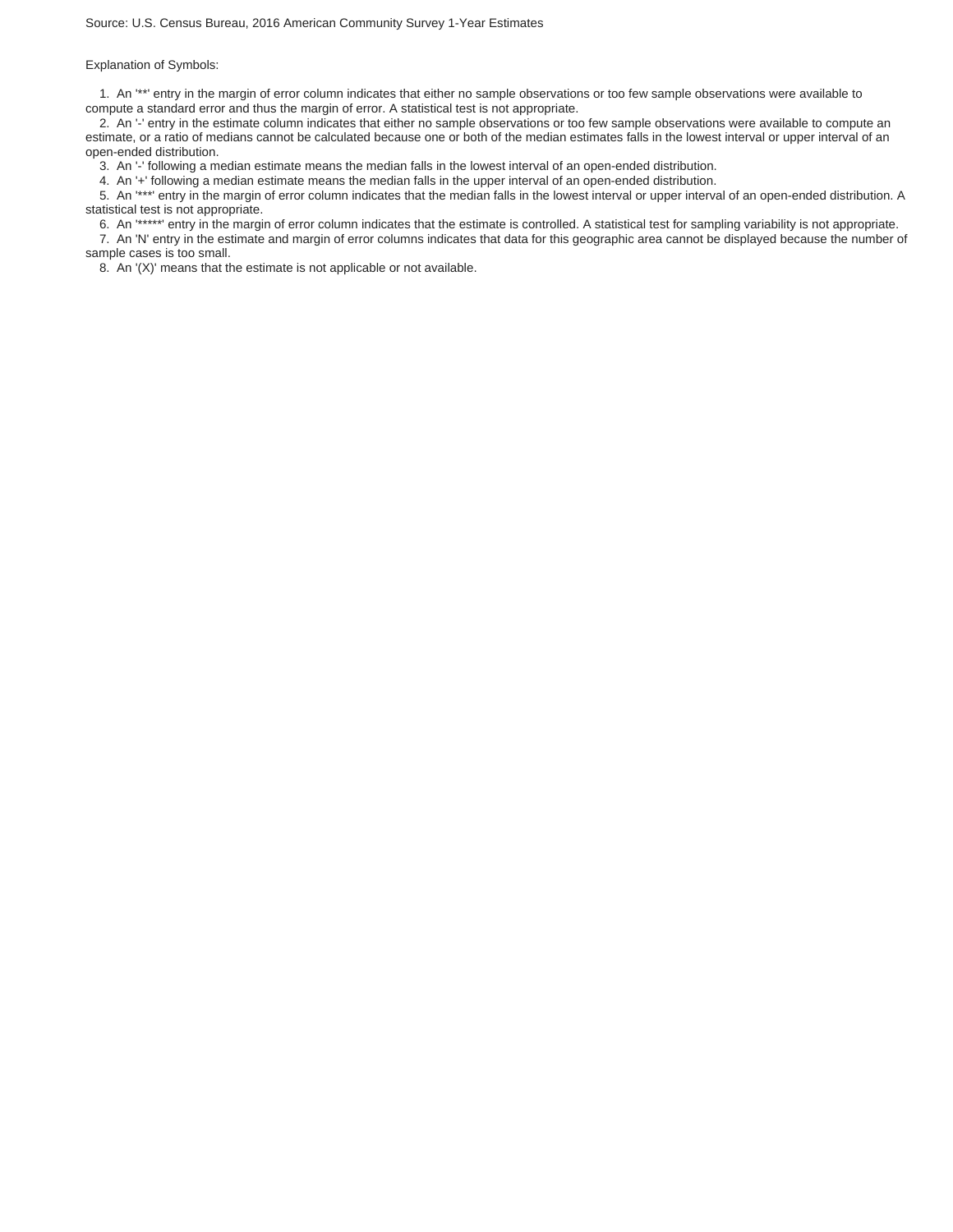Source: U.S. Census Bureau, 2016 American Community Survey 1-Year Estimates

Explanation of Symbols:

1. An '**' entry in the margin of error column indicates that either no sample observations or too few sample observations were available to compute a standard error and thus the margin of error. A statistical test is not appropriate.
2. An '-' entry in the estimate column indicates that either no sample observations or too few sample observations were available to compute an estimate, or a ratio of medians cannot be calculated because one or both of the median estimates falls in the lowest interval or upper interval of an open-ended distribution.
3. An '-' following a median estimate means the median falls in the lowest interval of an open-ended distribution.
4. An '+' following a median estimate means the median falls in the upper interval of an open-ended distribution.
5. An '***' entry in the margin of error column indicates that the median falls in the lowest interval or upper interval of an open-ended distribution. A statistical test is not appropriate.
6. An '*****' entry in the margin of error column indicates that the estimate is controlled. A statistical test for sampling variability is not appropriate.
7. An 'N' entry in the estimate and margin of error columns indicates that data for this geographic area cannot be displayed because the number of sample cases is too small.
8. An '(X)' means that the estimate is not applicable or not available.